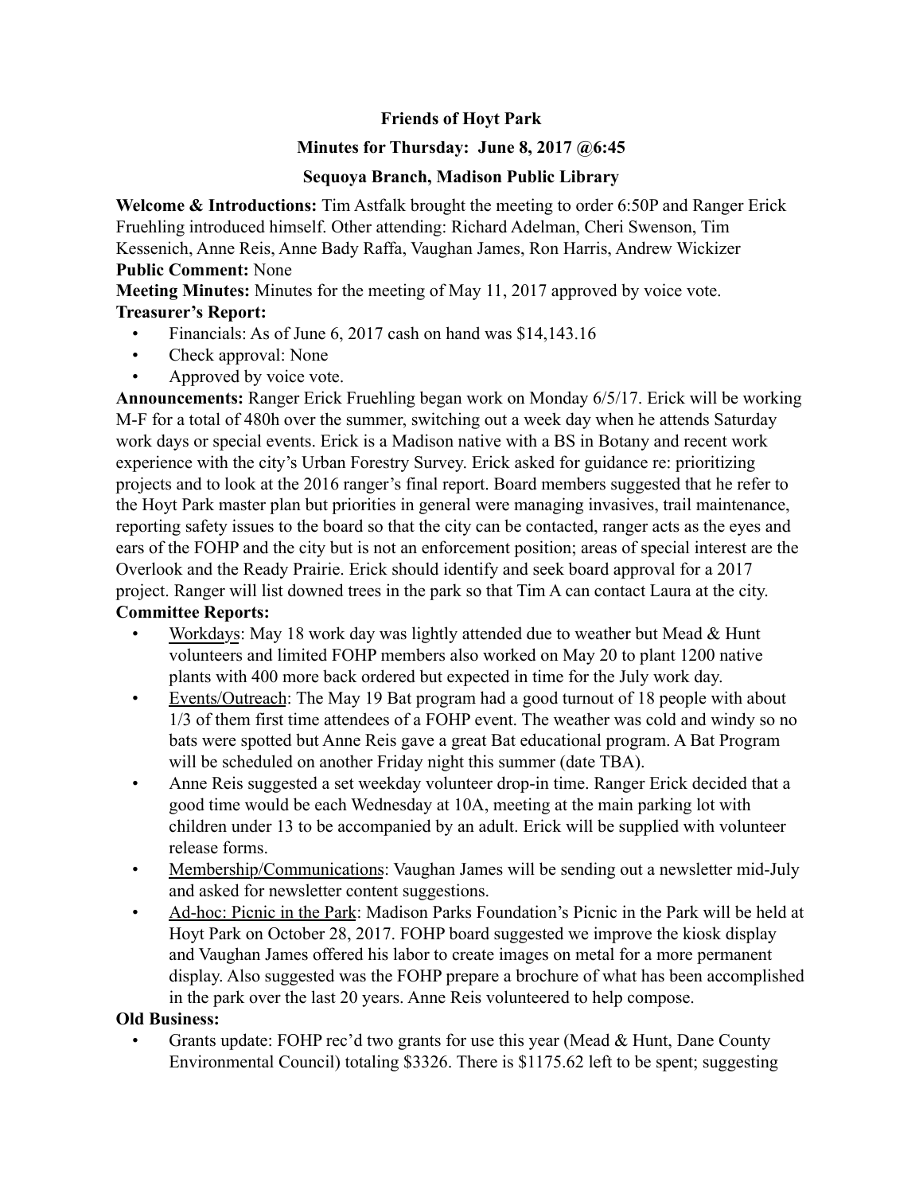**Friends of Hoyt Park**

**Minutes for Thursday: June 8, 2017 @6:45**

**Sequoya Branch, Madison Public Library**

**Welcome & Introductions:** Tim Astfalk brought the meeting to order 6:50P and Ranger Erick Fruehling introduced himself. Other attending: Richard Adelman, Cheri Swenson, Tim Kessenich, Anne Reis, Anne Bady Raffa, Vaughan James, Ron Harris, Andrew Wickizer

**Public Comment:** None

**Meeting Minutes:** Minutes for the meeting of May 11, 2017 approved by voice vote.

**Treasurer's Report:**

- Financials: As of June 6, 2017 cash on hand was $14,143.16
- Check approval: None
- Approved by voice vote.

**Announcements:** Ranger Erick Fruehling began work on Monday 6/5/17. Erick will be working M-F for a total of 480h over the summer, switching out a week day when he attends Saturday work days or special events. Erick is a Madison native with a BS in Botany and recent work experience with the city's Urban Forestry Survey. Erick asked for guidance re: prioritizing projects and to look at the 2016 ranger's final report. Board members suggested that he refer to the Hoyt Park master plan but priorities in general were managing invasives, trail maintenance, reporting safety issues to the board so that the city can be contacted, ranger acts as the eyes and ears of the FOHP and the city but is not an enforcement position; areas of special interest are the Overlook and the Ready Prairie. Erick should identify and seek board approval for a 2017 project. Ranger will list downed trees in the park so that Tim A can contact Laura at the city.

**Committee Reports:**

- Workdays: May 18 work day was lightly attended due to weather but Mead & Hunt volunteers and limited FOHP members also worked on May 20 to plant 1200 native plants with 400 more back ordered but expected in time for the July work day.
- Events/Outreach: The May 19 Bat program had a good turnout of 18 people with about 1/3 of them first time attendees of a FOHP event. The weather was cold and windy so no bats were spotted but Anne Reis gave a great Bat educational program. A Bat Program will be scheduled on another Friday night this summer (date TBA).
- Anne Reis suggested a set weekday volunteer drop-in time. Ranger Erick decided that a good time would be each Wednesday at 10A, meeting at the main parking lot with children under 13 to be accompanied by an adult. Erick will be supplied with volunteer release forms.
- Membership/Communications: Vaughan James will be sending out a newsletter mid-July and asked for newsletter content suggestions.
- Ad-hoc: Picnic in the Park: Madison Parks Foundation's Picnic in the Park will be held at Hoyt Park on October 28, 2017. FOHP board suggested we improve the kiosk display and Vaughan James offered his labor to create images on metal for a more permanent display. Also suggested was the FOHP prepare a brochure of what has been accomplished in the park over the last 20 years. Anne Reis volunteered to help compose.

**Old Business:**

- Grants update: FOHP rec'd two grants for use this year (Mead & Hunt, Dane County Environmental Council) totaling $3326. There is $1175.62 left to be spent; suggesting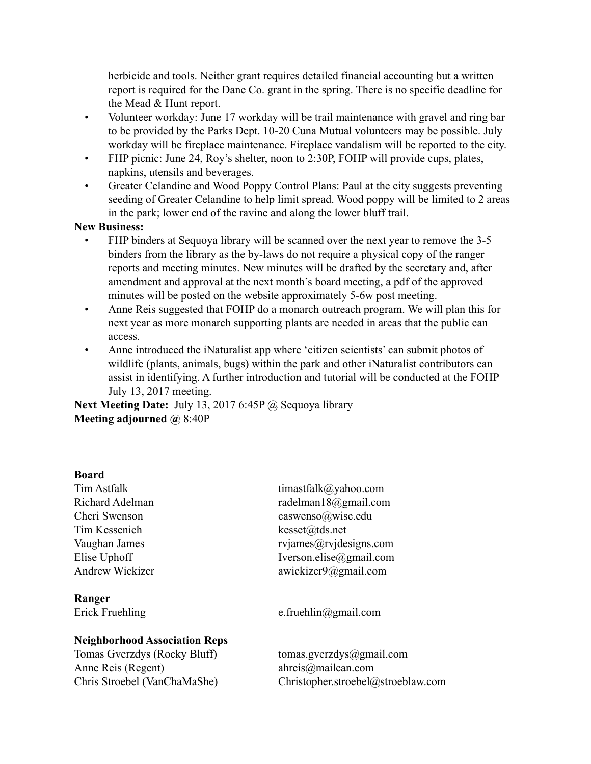herbicide and tools. Neither grant requires detailed financial accounting but a written report is required for the Dane Co. grant in the spring. There is no specific deadline for the Mead & Hunt report.

- Volunteer workday: June 17 workday will be trail maintenance with gravel and ring bar to be provided by the Parks Dept. 10-20 Cuna Mutual volunteers may be possible. July workday will be fireplace maintenance. Fireplace vandalism will be reported to the city.
- FHP picnic: June 24, Roy's shelter, noon to 2:30P, FOHP will provide cups, plates, napkins, utensils and beverages.
- Greater Celandine and Wood Poppy Control Plans: Paul at the city suggests preventing seeding of Greater Celandine to help limit spread. Wood poppy will be limited to 2 areas in the park; lower end of the ravine and along the lower bluff trail.

**New Business:**

- FHP binders at Sequoya library will be scanned over the next year to remove the 3-5 binders from the library as the by-laws do not require a physical copy of the ranger reports and meeting minutes. New minutes will be drafted by the secretary and, after amendment and approval at the next month's board meeting, a pdf of the approved minutes will be posted on the website approximately 5-6w post meeting.
- Anne Reis suggested that FOHP do a monarch outreach program. We will plan this for next year as more monarch supporting plants are needed in areas that the public can access.
- Anne introduced the iNaturalist app where 'citizen scientists' can submit photos of wildlife (plants, animals, bugs) within the park and other iNaturalist contributors can assist in identifying. A further introduction and tutorial will be conducted at the FOHP July 13, 2017 meeting.

**Next Meeting Date:** July 13, 2017 6:45P @ Sequoya library
**Meeting adjourned @** 8:40P

**Board**

| | |
|---|---|
| Tim Astfalk | timastfalk@yahoo.com |
| Richard Adelman | radelman18@gmail.com |
| Cheri Swenson | caswenso@wisc.edu |
| Tim Kessenich | kesset@tds.net |
| Vaughan James | rvjames@rvjdesigns.com |
| Elise Uphoff | Iverson.elise@gmail.com |
| Andrew Wickizer | awickizer9@gmail.com |

**Ranger**

| | |
|---|---|
| Erick Fruehling | e.fruehlin@gmail.com |

**Neighborhood Association Reps**

| | |
|---|---|
| Tomas Gverzdys (Rocky Bluff) | tomas.gverzdys@gmail.com |
| Anne Reis (Regent) | ahreis@mailcan.com |
| Chris Stroebel (VanChaMaShe) | Christopher.stroebel@stroeblaw.com |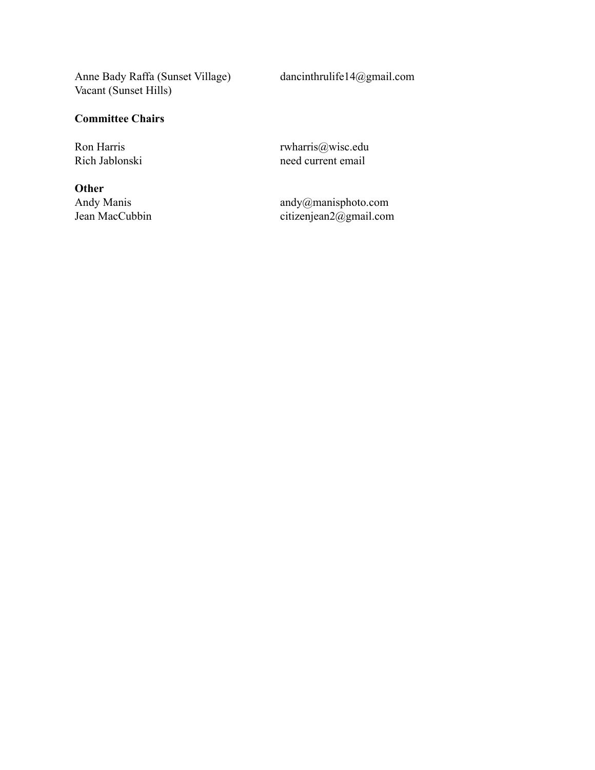| | |
|---|---|
| Anne Bady Raffa (Sunset Village) | dancinthrulife14@gmail.com |
| Vacant (Sunset Hills) | |

**Committee Chairs**

| | |
|---|---|
| Ron Harris | rwharris@wisc.edu |
| Rich Jablonski | need current email |

**Other**

| | |
|---|---|
| Andy Manis | andy@manisphoto.com |
| Jean MacCubbin | citizenjean2@gmail.com |